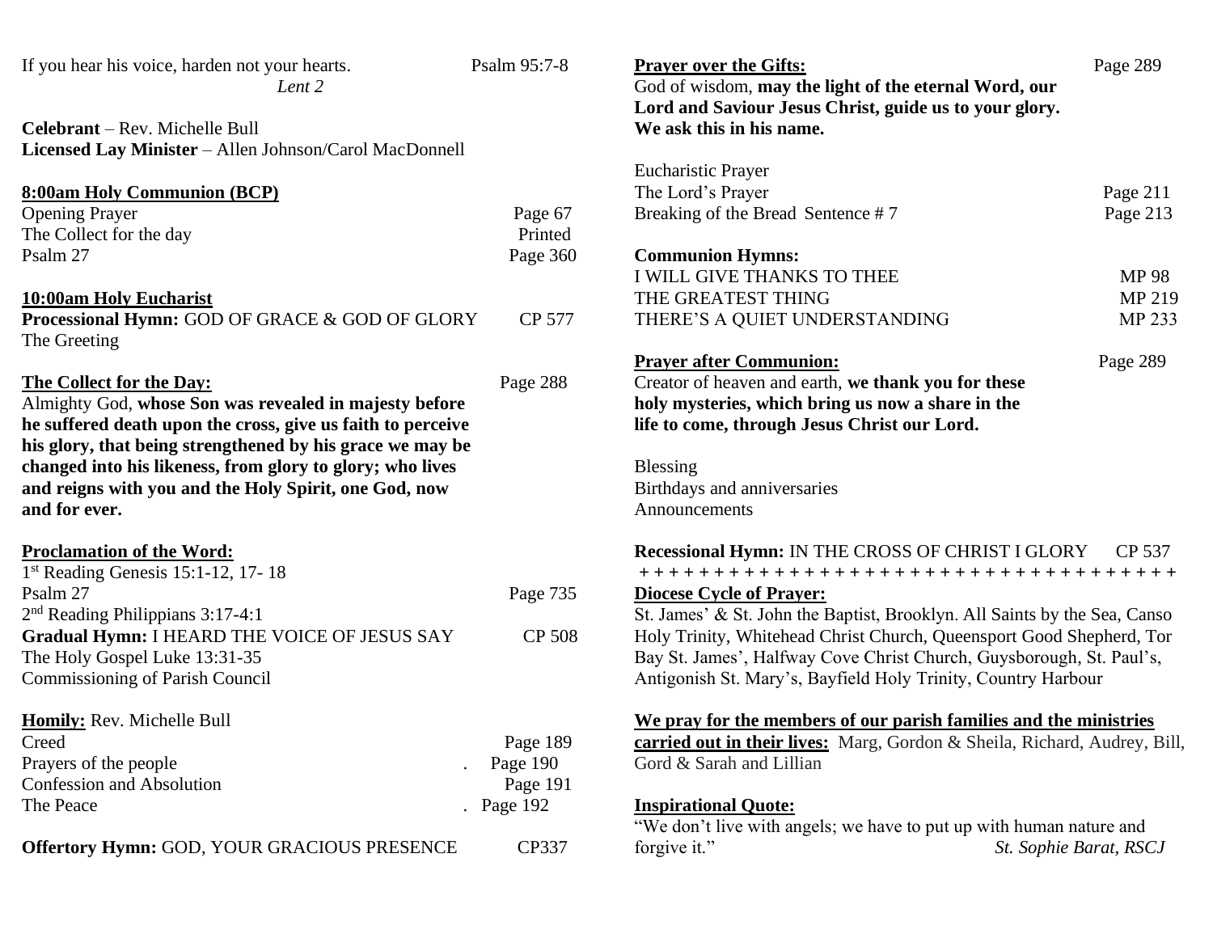If you hear his voice, harden not your hearts. Psalm 95:7-8

*Lent 2*

**Celebrant** – Rev. Michelle Bull
**Licensed Lay Minister** – Allen Johnson/Carol MacDonnell

**8:00am Holy Communion (BCP)**

| | |
|---|---|
| Opening Prayer | Page 67 |
| The Collect for the day | Printed |
| Psalm 27 | Page 360 |

**10:00am Holy Eucharist**

**Processional Hymn:** GOD OF GRACE & GOD OF GLORY CP 577

The Greeting

**The Collect for the Day:** Page 288

Almighty God, **whose Son was revealed in majesty before he suffered death upon the cross, give us faith to perceive his glory, that being strengthened by his grace we may be changed into his likeness, from glory to glory; who lives and reigns with you and the Holy Spirit, one God, now and for ever.**

**Proclamation of the Word:**

1st Reading Genesis 15:1-12, 17- 18
Psalm 27 Page 735
2nd Reading Philippians 3:17-4:1
**Gradual Hymn:** I HEARD THE VOICE OF JESUS SAY CP 508
The Holy Gospel Luke 13:31-35
Commissioning of Parish Council

**Homily:** Rev. Michelle Bull

| | |
|---|---|
| Creed | Page 189 |
| Prayers of the people | Page 190 |
| Confession and Absolution | Page 191 |
| The Peace | Page 192 |

**Offertory Hymn:** GOD, YOUR GRACIOUS PRESENCE CP337

**Prayer over the Gifts:** Page 289

God of wisdom, **may the light of the eternal Word, our Lord and Saviour Jesus Christ, guide us to your glory. We ask this in his name.**

| | |
|---|---|
| Eucharistic Prayer | |
| The Lord's Prayer | Page 211 |
| Breaking of the Bread Sentence # 7 | Page 213 |

**Communion Hymns:**

| | |
|---|---|
| I WILL GIVE THANKS TO THEE | MP 98 |
| THE GREATEST THING | MP 219 |
| THERE'S A QUIET UNDERSTANDING | MP 233 |

**Prayer after Communion:** Page 289

Creator of heaven and earth, **we thank you for these holy mysteries, which bring us now a share in the life to come, through Jesus Christ our Lord.**

Blessing
Birthdays and anniversaries
Announcements

**Recessional Hymn:** IN THE CROSS OF CHRIST I GLORY CP 537

+ + + + + + + + + + + + + + + + + + + + + + + + + + + + + + + + + + + + +

**Diocese Cycle of Prayer:**

St. James' & St. John the Baptist, Brooklyn. All Saints by the Sea, Canso Holy Trinity, Whitehead Christ Church, Queensport Good Shepherd, Tor Bay St. James', Halfway Cove Christ Church, Guysborough, St. Paul's, Antigonish St. Mary's, Bayfield Holy Trinity, Country Harbour

**We pray for the members of our parish families and the ministries carried out in their lives:** Marg, Gordon & Sheila, Richard, Audrey, Bill, Gord & Sarah and Lillian

**Inspirational Quote:**

"We don't live with angels; we have to put up with human nature and forgive it." *St. Sophie Barat, RSCJ*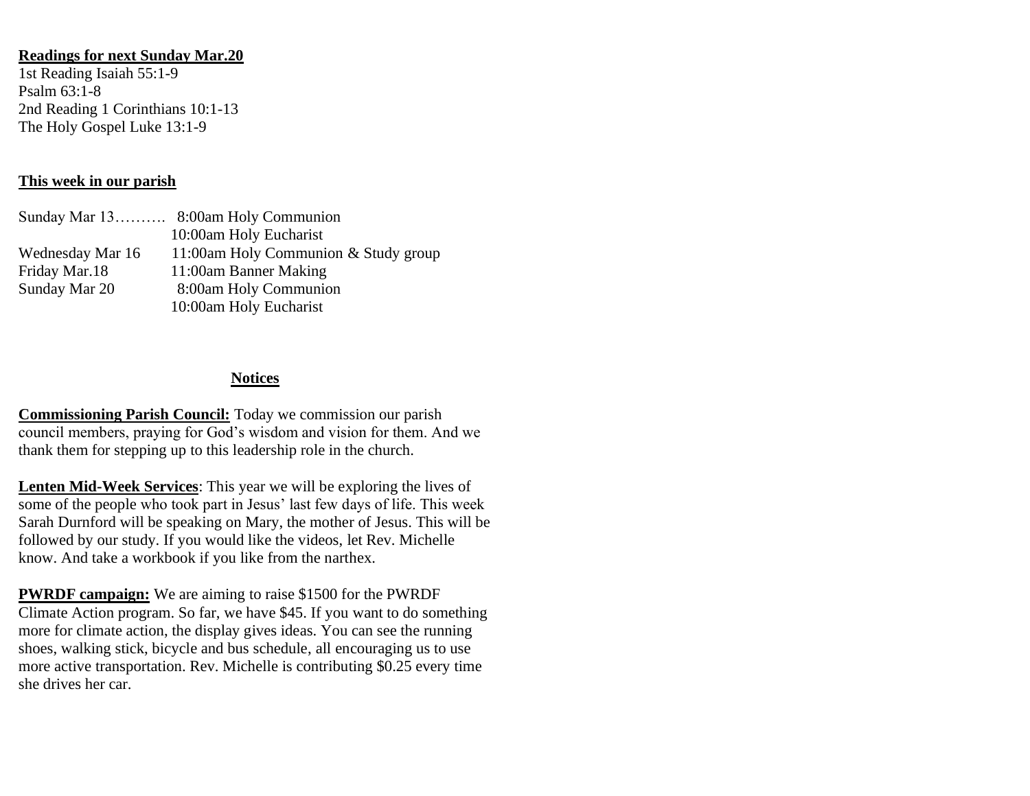**Readings for next Sunday Mar.20**

1st Reading Isaiah 55:1-9
Psalm 63:1-8
2nd Reading 1 Corinthians 10:1-13
The Holy Gospel Luke 13:1-9

**This week in our parish**

| | |
|---|---|
| Sunday Mar 13………. | 8:00am Holy Communion |
| | 10:00am Holy Eucharist |
| Wednesday Mar 16 | 11:00am Holy Communion & Study group |
| Friday Mar.18 | 11:00am Banner Making |
| Sunday Mar 20 | 8:00am Holy Communion |
| | 10:00am Holy Eucharist |

## Notices

**Commissioning Parish Council:** Today we commission our parish council members, praying for God's wisdom and vision for them. And we thank them for stepping up to this leadership role in the church.

**Lenten Mid-Week Services**: This year we will be exploring the lives of some of the people who took part in Jesus' last few days of life. This week Sarah Durnford will be speaking on Mary, the mother of Jesus. This will be followed by our study. If you would like the videos, let Rev. Michelle know. And take a workbook if you like from the narthex.

**PWRDF campaign:** We are aiming to raise $1500 for the PWRDF Climate Action program. So far, we have $45. If you want to do something more for climate action, the display gives ideas. You can see the running shoes, walking stick, bicycle and bus schedule, all encouraging us to use more active transportation. Rev. Michelle is contributing $0.25 every time she drives her car.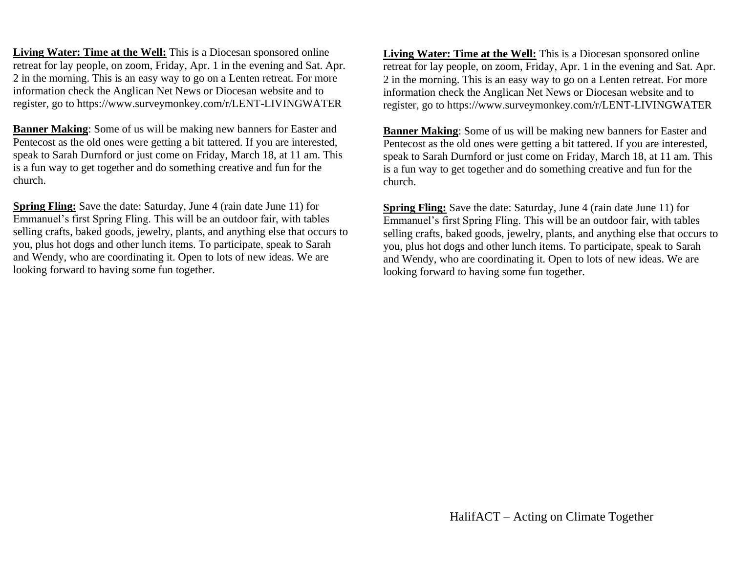**Living Water: Time at the Well:** This is a Diocesan sponsored online retreat for lay people, on zoom, Friday, Apr. 1 in the evening and Sat. Apr. 2 in the morning. This is an easy way to go on a Lenten retreat. For more information check the Anglican Net News or Diocesan website and to register, go to https://www.surveymonkey.com/r/LENT-LIVINGWATER

**Banner Making**: Some of us will be making new banners for Easter and Pentecost as the old ones were getting a bit tattered. If you are interested, speak to Sarah Durnford or just come on Friday, March 18, at 11 am. This is a fun way to get together and do something creative and fun for the church.

**Spring Fling:** Save the date: Saturday, June 4 (rain date June 11) for Emmanuel's first Spring Fling. This will be an outdoor fair, with tables selling crafts, baked goods, jewelry, plants, and anything else that occurs to you, plus hot dogs and other lunch items. To participate, speak to Sarah and Wendy, who are coordinating it. Open to lots of new ideas. We are looking forward to having some fun together.

**Living Water: Time at the Well:** This is a Diocesan sponsored online retreat for lay people, on zoom, Friday, Apr. 1 in the evening and Sat. Apr. 2 in the morning. This is an easy way to go on a Lenten retreat. For more information check the Anglican Net News or Diocesan website and to register, go to https://www.surveymonkey.com/r/LENT-LIVINGWATER

**Banner Making**: Some of us will be making new banners for Easter and Pentecost as the old ones were getting a bit tattered. If you are interested, speak to Sarah Durnford or just come on Friday, March 18, at 11 am. This is a fun way to get together and do something creative and fun for the church.

**Spring Fling:** Save the date: Saturday, June 4 (rain date June 11) for Emmanuel's first Spring Fling. This will be an outdoor fair, with tables selling crafts, baked goods, jewelry, plants, and anything else that occurs to you, plus hot dogs and other lunch items. To participate, speak to Sarah and Wendy, who are coordinating it. Open to lots of new ideas. We are looking forward to having some fun together.

HalifACT – Acting on Climate Together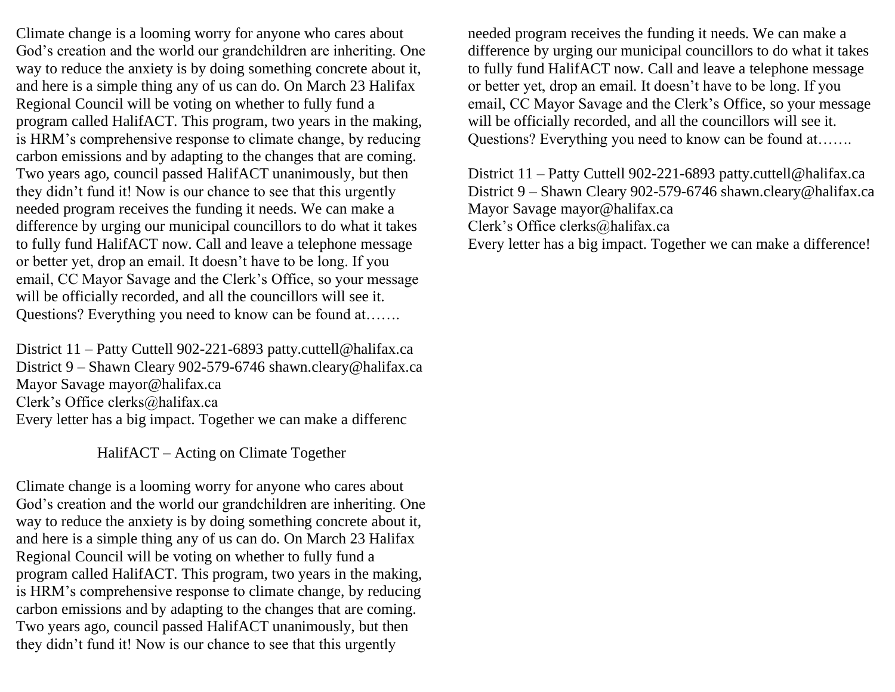Climate change is a looming worry for anyone who cares about God's creation and the world our grandchildren are inheriting. One way to reduce the anxiety is by doing something concrete about it, and here is a simple thing any of us can do. On March 23 Halifax Regional Council will be voting on whether to fully fund a program called HalifACT. This program, two years in the making, is HRM's comprehensive response to climate change, by reducing carbon emissions and by adapting to the changes that are coming. Two years ago, council passed HalifACT unanimously, but then they didn't fund it! Now is our chance to see that this urgently needed program receives the funding it needs. We can make a difference by urging our municipal councillors to do what it takes to fully fund HalifACT now. Call and leave a telephone message or better yet, drop an email. It doesn't have to be long. If you email, CC Mayor Savage and the Clerk's Office, so your message will be officially recorded, and all the councillors will see it. Questions? Everything you need to know can be found at…….

District 11 – Patty Cuttell 902-221-6893 patty.cuttell@halifax.ca
District 9 – Shawn Cleary 902-579-6746 shawn.cleary@halifax.ca
Mayor Savage mayor@halifax.ca
Clerk's Office clerks@halifax.ca
Every letter has a big impact. Together we can make a differenc

HalifACT – Acting on Climate Together

Climate change is a looming worry for anyone who cares about God's creation and the world our grandchildren are inheriting. One way to reduce the anxiety is by doing something concrete about it, and here is a simple thing any of us can do. On March 23 Halifax Regional Council will be voting on whether to fully fund a program called HalifACT. This program, two years in the making, is HRM's comprehensive response to climate change, by reducing carbon emissions and by adapting to the changes that are coming. Two years ago, council passed HalifACT unanimously, but then they didn't fund it! Now is our chance to see that this urgently needed program receives the funding it needs. We can make a difference by urging our municipal councillors to do what it takes to fully fund HalifACT now. Call and leave a telephone message or better yet, drop an email. It doesn't have to be long. If you email, CC Mayor Savage and the Clerk's Office, so your message will be officially recorded, and all the councillors will see it. Questions? Everything you need to know can be found at…….

District 11 – Patty Cuttell 902-221-6893 patty.cuttell@halifax.ca
District 9 – Shawn Cleary 902-579-6746 shawn.cleary@halifax.ca
Mayor Savage mayor@halifax.ca
Clerk's Office clerks@halifax.ca
Every letter has a big impact. Together we can make a difference!